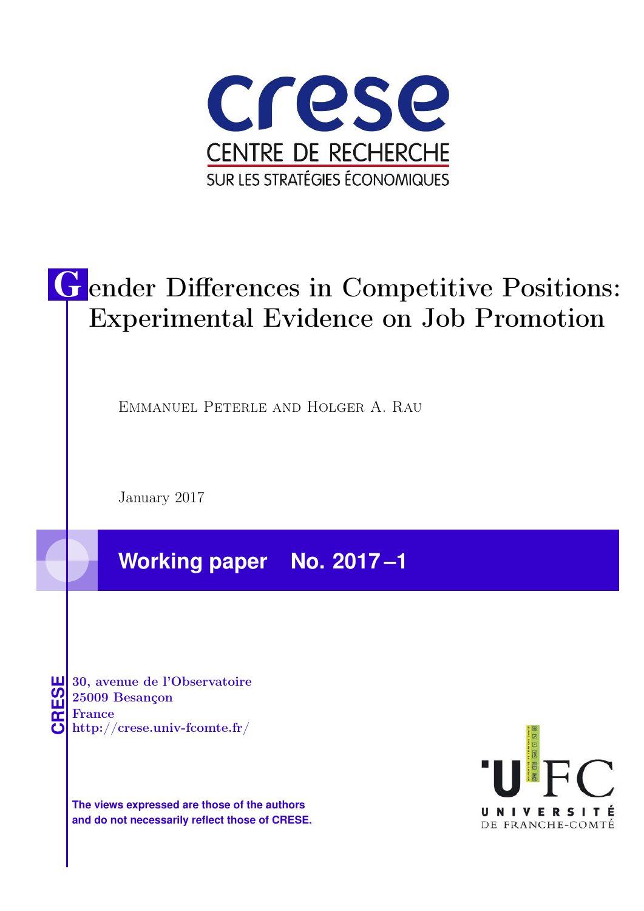crese

CENTRE DE RECHERCHE

SUR LES STRATÉGIES ÉCONOMIQUES

# Gender Differences in Competitive Positions: Experimental Evidence on Job Promotion

Emmanuel Peterle and Holger A. Rau

January 2017

**Working paper No. 2017 –1**

CRESE

**30, avenue de l'Observatoire**
**25009 Besançon**
**France**
**http://crese.univ-fcomte.fr/**

**The views expressed are those of the authors and do not necessarily reflect those of CRESE.**

UFC UNIVERSITÉ DE FRANCHE-COMTÉ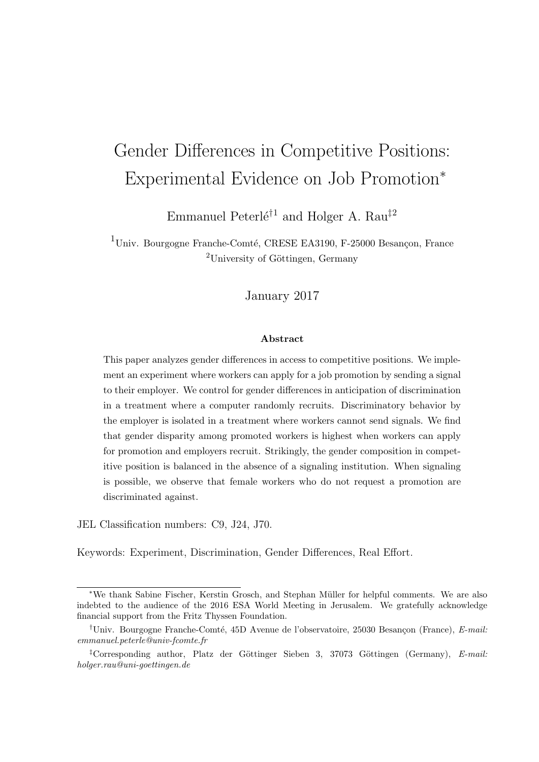# Gender Differences in Competitive Positions: Experimental Evidence on Job Promotion*

Emmanuel Peterlé[†1] and Holger A. Rau[‡2]

[1]Univ. Bourgogne Franche-Comté, CRESE EA3190, F-25000 Besançon, France
[2]University of Göttingen, Germany

January 2017

### Abstract

This paper analyzes gender differences in access to competitive positions. We implement an experiment where workers can apply for a job promotion by sending a signal to their employer. We control for gender differences in anticipation of discrimination in a treatment where a computer randomly recruits. Discriminatory behavior by the employer is isolated in a treatment where workers cannot send signals. We find that gender disparity among promoted workers is highest when workers can apply for promotion and employers recruit. Strikingly, the gender composition in competitive position is balanced in the absence of a signaling institution. When signaling is possible, we observe that female workers who do not request a promotion are discriminated against.

JEL Classification numbers: C9, J24, J70.

Keywords: Experiment, Discrimination, Gender Differences, Real Effort.

---

*We thank Sabine Fischer, Kerstin Grosch, and Stephan Müller for helpful comments. We are also indebted to the audience of the 2016 ESA World Meeting in Jerusalem. We gratefully acknowledge financial support from the Fritz Thyssen Foundation.

†Univ. Bourgogne Franche-Comté, 45D Avenue de l'observatoire, 25030 Besançon (France), *E-mail: emmanuel.peterle@univ-fcomte.fr*

‡Corresponding author, Platz der Göttinger Sieben 3, 37073 Göttingen (Germany), *E-mail: holger.rau@uni-goettingen.de*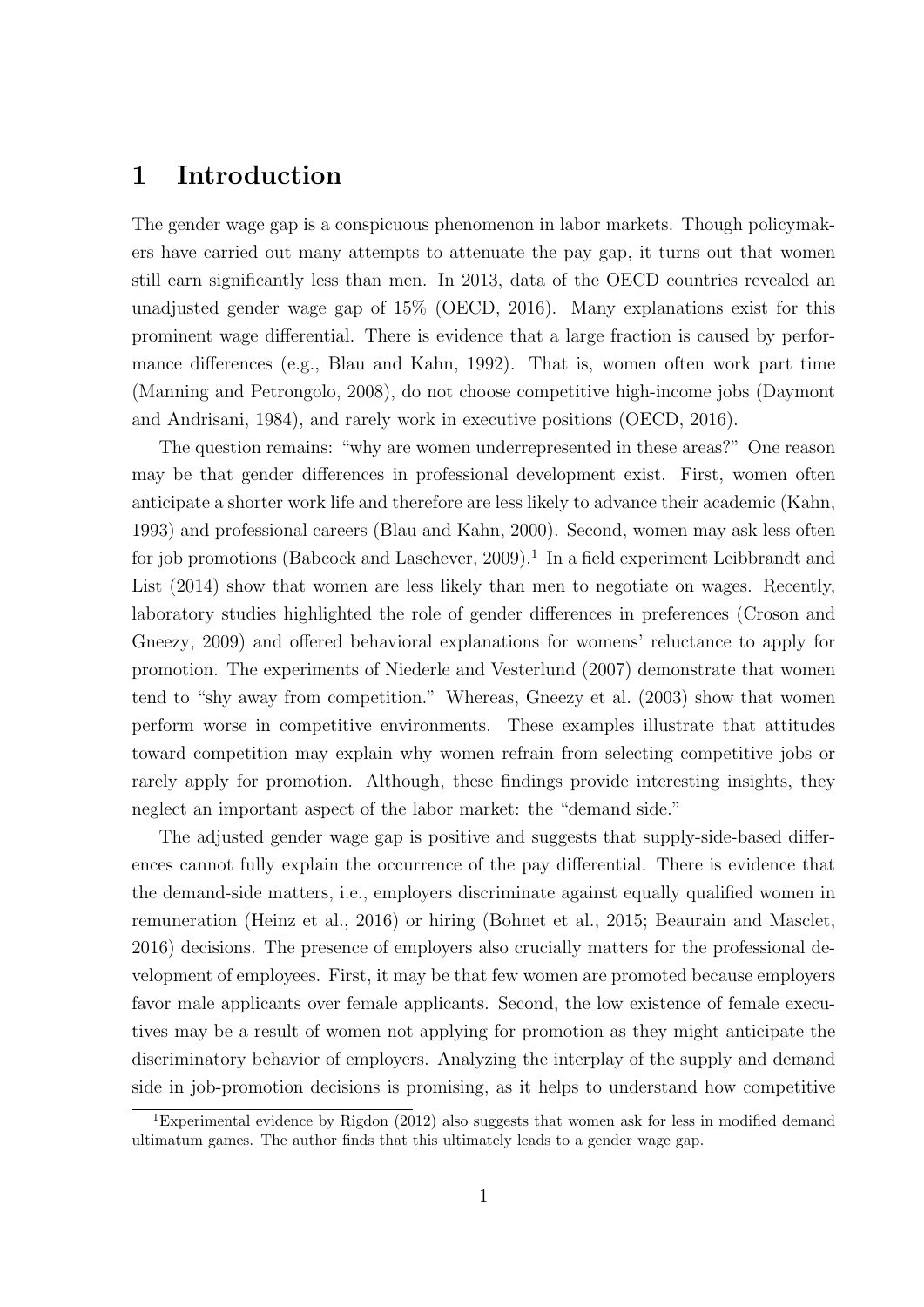# 1 Introduction

The gender wage gap is a conspicuous phenomenon in labor markets. Though policymakers have carried out many attempts to attenuate the pay gap, it turns out that women still earn significantly less than men. In 2013, data of the OECD countries revealed an unadjusted gender wage gap of 15% (OECD, 2016). Many explanations exist for this prominent wage differential. There is evidence that a large fraction is caused by performance differences (e.g., Blau and Kahn, 1992). That is, women often work part time (Manning and Petrongolo, 2008), do not choose competitive high-income jobs (Daymont and Andrisani, 1984), and rarely work in executive positions (OECD, 2016).

The question remains: "why are women underrepresented in these areas?" One reason may be that gender differences in professional development exist. First, women often anticipate a shorter work life and therefore are less likely to advance their academic (Kahn, 1993) and professional careers (Blau and Kahn, 2000). Second, women may ask less often for job promotions (Babcock and Laschever, 2009).[1] In a field experiment Leibbrandt and List (2014) show that women are less likely than men to negotiate on wages. Recently, laboratory studies highlighted the role of gender differences in preferences (Croson and Gneezy, 2009) and offered behavioral explanations for womens' reluctance to apply for promotion. The experiments of Niederle and Vesterlund (2007) demonstrate that women tend to "shy away from competition." Whereas, Gneezy et al. (2003) show that women perform worse in competitive environments. These examples illustrate that attitudes toward competition may explain why women refrain from selecting competitive jobs or rarely apply for promotion. Although, these findings provide interesting insights, they neglect an important aspect of the labor market: the "demand side."

The adjusted gender wage gap is positive and suggests that supply-side-based differences cannot fully explain the occurrence of the pay differential. There is evidence that the demand-side matters, i.e., employers discriminate against equally qualified women in remuneration (Heinz et al., 2016) or hiring (Bohnet et al., 2015; Beaurain and Masclet, 2016) decisions. The presence of employers also crucially matters for the professional development of employees. First, it may be that few women are promoted because employers favor male applicants over female applicants. Second, the low existence of female executives may be a result of women not applying for promotion as they might anticipate the discriminatory behavior of employers. Analyzing the interplay of the supply and demand side in job-promotion decisions is promising, as it helps to understand how competitive

[1] Experimental evidence by Rigdon (2012) also suggests that women ask for less in modified demand ultimatum games. The author finds that this ultimately leads to a gender wage gap.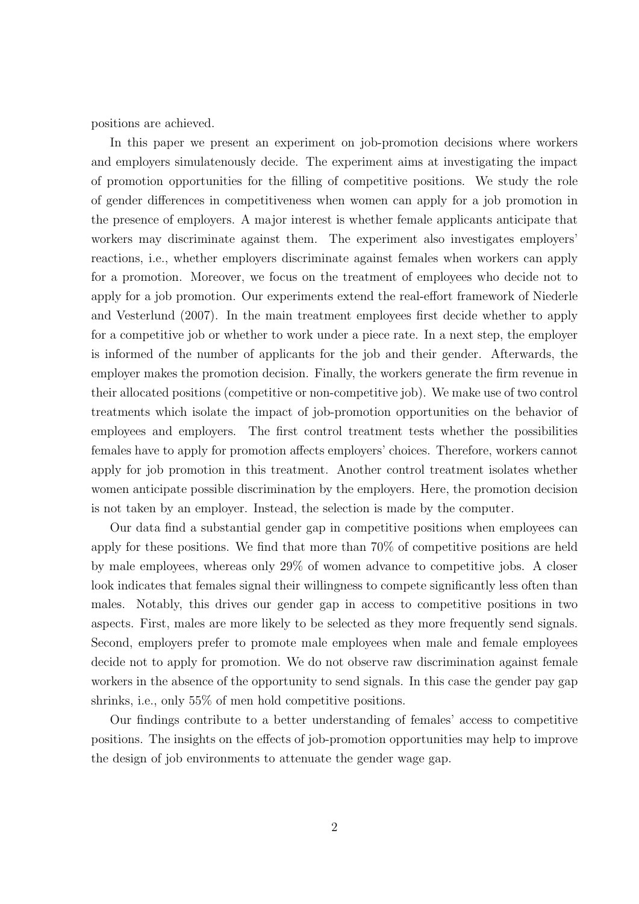positions are achieved.

In this paper we present an experiment on job-promotion decisions where workers and employers simulatenously decide. The experiment aims at investigating the impact of promotion opportunities for the filling of competitive positions. We study the role of gender differences in competitiveness when women can apply for a job promotion in the presence of employers. A major interest is whether female applicants anticipate that workers may discriminate against them. The experiment also investigates employers' reactions, i.e., whether employers discriminate against females when workers can apply for a promotion. Moreover, we focus on the treatment of employees who decide not to apply for a job promotion. Our experiments extend the real-effort framework of Niederle and Vesterlund (2007). In the main treatment employees first decide whether to apply for a competitive job or whether to work under a piece rate. In a next step, the employer is informed of the number of applicants for the job and their gender. Afterwards, the employer makes the promotion decision. Finally, the workers generate the firm revenue in their allocated positions (competitive or non-competitive job). We make use of two control treatments which isolate the impact of job-promotion opportunities on the behavior of employees and employers. The first control treatment tests whether the possibilities females have to apply for promotion affects employers' choices. Therefore, workers cannot apply for job promotion in this treatment. Another control treatment isolates whether women anticipate possible discrimination by the employers. Here, the promotion decision is not taken by an employer. Instead, the selection is made by the computer.

Our data find a substantial gender gap in competitive positions when employees can apply for these positions. We find that more than 70% of competitive positions are held by male employees, whereas only 29% of women advance to competitive jobs. A closer look indicates that females signal their willingness to compete significantly less often than males. Notably, this drives our gender gap in access to competitive positions in two aspects. First, males are more likely to be selected as they more frequently send signals. Second, employers prefer to promote male employees when male and female employees decide not to apply for promotion. We do not observe raw discrimination against female workers in the absence of the opportunity to send signals. In this case the gender pay gap shrinks, i.e., only 55% of men hold competitive positions.

Our findings contribute to a better understanding of females' access to competitive positions. The insights on the effects of job-promotion opportunities may help to improve the design of job environments to attenuate the gender wage gap.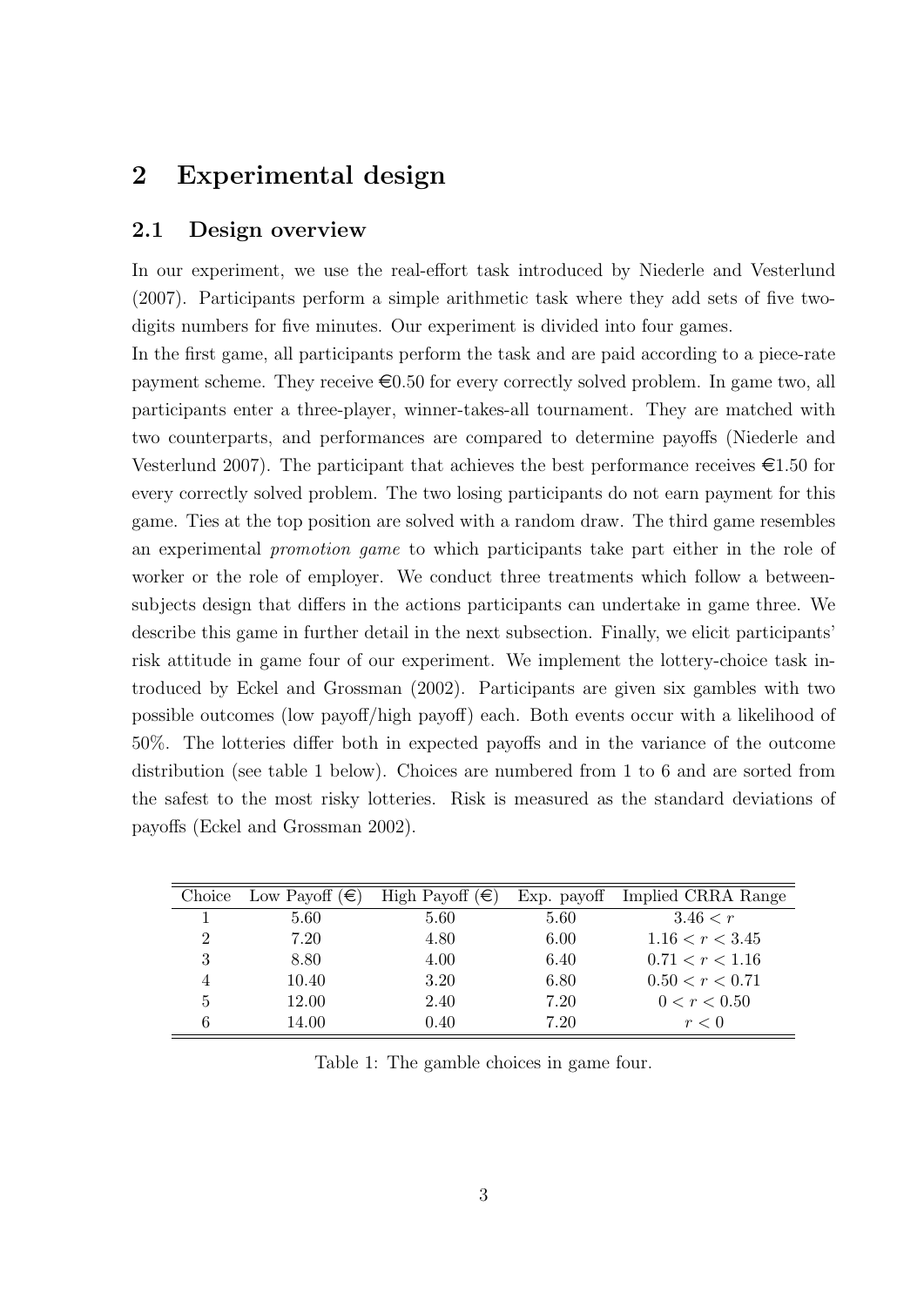## 2 Experimental design

### 2.1 Design overview

In our experiment, we use the real-effort task introduced by Niederle and Vesterlund (2007). Participants perform a simple arithmetic task where they add sets of five two-digits numbers for five minutes. Our experiment is divided into four games.

In the first game, all participants perform the task and are paid according to a piece-rate payment scheme. They receive €0.50 for every correctly solved problem. In game two, all participants enter a three-player, winner-takes-all tournament. They are matched with two counterparts, and performances are compared to determine payoffs (Niederle and Vesterlund 2007). The participant that achieves the best performance receives €1.50 for every correctly solved problem. The two losing participants do not earn payment for this game. Ties at the top position are solved with a random draw. The third game resembles an experimental *promotion game* to which participants take part either in the role of worker or the role of employer. We conduct three treatments which follow a between-subjects design that differs in the actions participants can undertake in game three. We describe this game in further detail in the next subsection. Finally, we elicit participants' risk attitude in game four of our experiment. We implement the lottery-choice task introduced by Eckel and Grossman (2002). Participants are given six gambles with two possible outcomes (low payoff/high payoff) each. Both events occur with a likelihood of 50%. The lotteries differ both in expected payoffs and in the variance of the outcome distribution (see table 1 below). Choices are numbered from 1 to 6 and are sorted from the safest to the most risky lotteries. Risk is measured as the standard deviations of payoffs (Eckel and Grossman 2002).

| Choice | Low Payoff (€) | High Payoff (€) | Exp. payoff | Implied CRRA Range |
|---|---|---|---|---|
| 1 | 5.60 | 5.60 | 5.60 | $3.46 < r$ |
| 2 | 7.20 | 4.80 | 6.00 | $1.16 < r < 3.45$ |
| 3 | 8.80 | 4.00 | 6.40 | $0.71 < r < 1.16$ |
| 4 | 10.40 | 3.20 | 6.80 | $0.50 < r < 0.71$ |
| 5 | 12.00 | 2.40 | 7.20 | $0 < r < 0.50$ |
| 6 | 14.00 | 0.40 | 7.20 | $r < 0$ |

Table 1: The gamble choices in game four.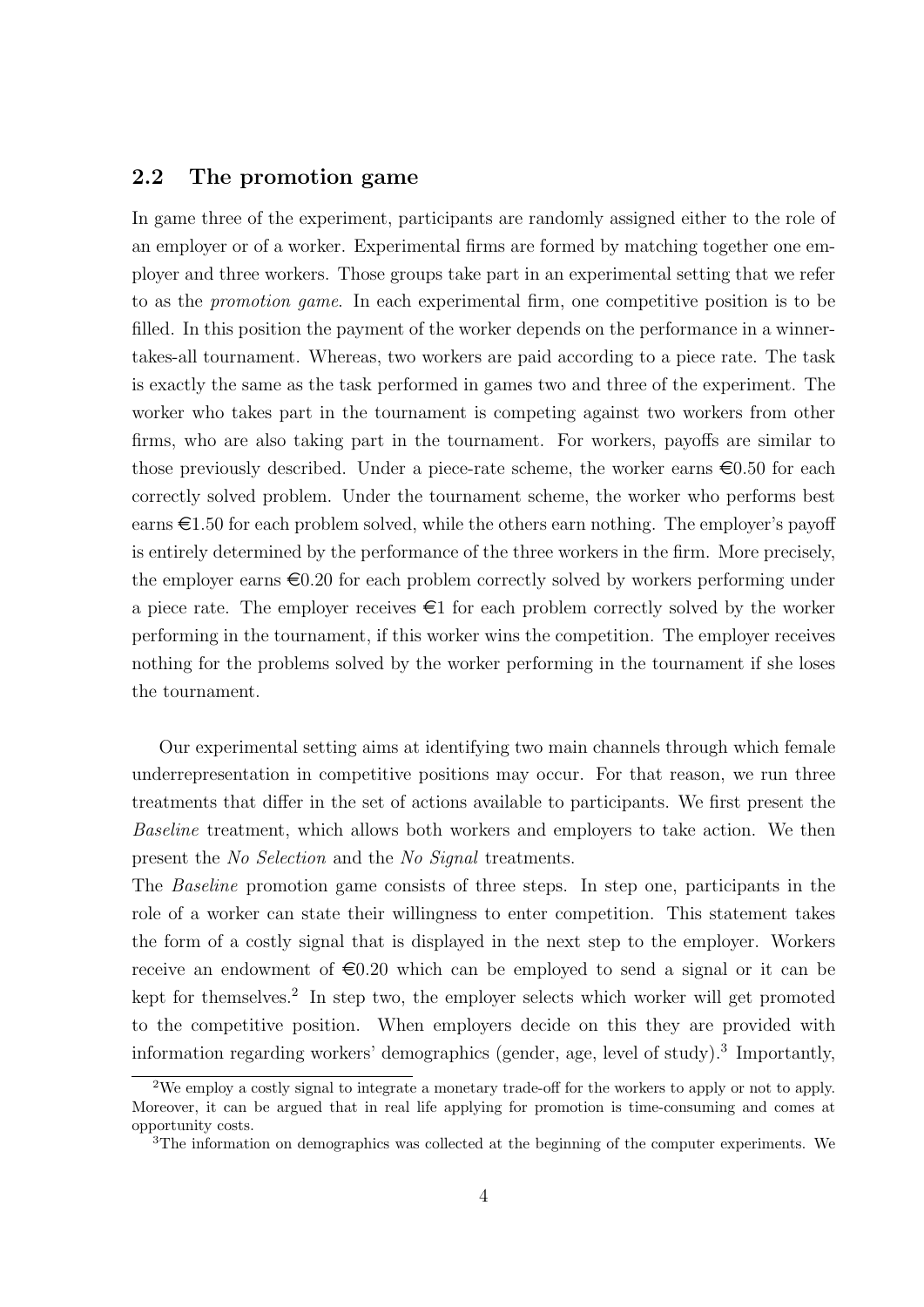## 2.2 The promotion game

In game three of the experiment, participants are randomly assigned either to the role of an employer or of a worker. Experimental firms are formed by matching together one employer and three workers. Those groups take part in an experimental setting that we refer to as the *promotion game*. In each experimental firm, one competitive position is to be filled. In this position the payment of the worker depends on the performance in a winner-takes-all tournament. Whereas, two workers are paid according to a piece rate. The task is exactly the same as the task performed in games two and three of the experiment. The worker who takes part in the tournament is competing against two workers from other firms, who are also taking part in the tournament. For workers, payoffs are similar to those previously described. Under a piece-rate scheme, the worker earns €0.50 for each correctly solved problem. Under the tournament scheme, the worker who performs best earns €1.50 for each problem solved, while the others earn nothing. The employer's payoff is entirely determined by the performance of the three workers in the firm. More precisely, the employer earns €0.20 for each problem correctly solved by workers performing under a piece rate. The employer receives €1 for each problem correctly solved by the worker performing in the tournament, if this worker wins the competition. The employer receives nothing for the problems solved by the worker performing in the tournament if she loses the tournament.

Our experimental setting aims at identifying two main channels through which female underrepresentation in competitive positions may occur. For that reason, we run three treatments that differ in the set of actions available to participants. We first present the *Baseline* treatment, which allows both workers and employers to take action. We then present the *No Selection* and the *No Signal* treatments.

The *Baseline* promotion game consists of three steps. In step one, participants in the role of a worker can state their willingness to enter competition. This statement takes the form of a costly signal that is displayed in the next step to the employer. Workers receive an endowment of €0.20 which can be employed to send a signal or it can be kept for themselves.[2] In step two, the employer selects which worker will get promoted to the competitive position. When employers decide on this they are provided with information regarding workers' demographics (gender, age, level of study).[3] Importantly,

[2] We employ a costly signal to integrate a monetary trade-off for the workers to apply or not to apply. Moreover, it can be argued that in real life applying for promotion is time-consuming and comes at opportunity costs.

[3] The information on demographics was collected at the beginning of the computer experiments. We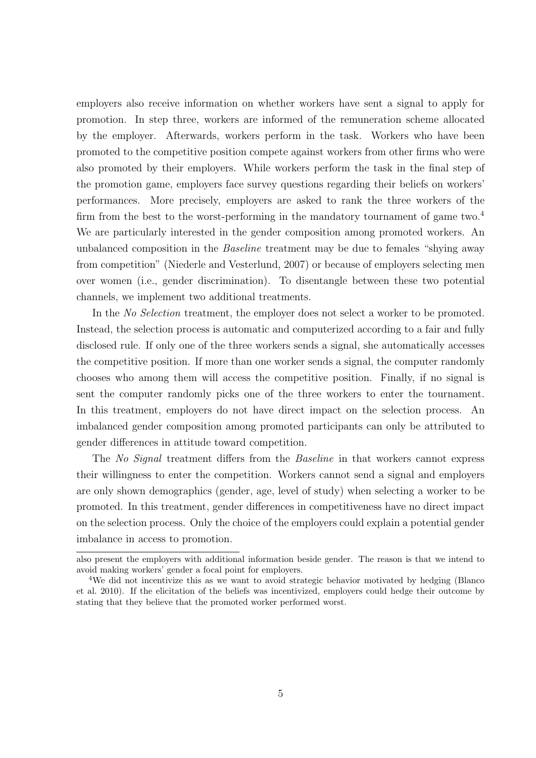employers also receive information on whether workers have sent a signal to apply for promotion. In step three, workers are informed of the remuneration scheme allocated by the employer. Afterwards, workers perform in the task. Workers who have been promoted to the competitive position compete against workers from other firms who were also promoted by their employers. While workers perform the task in the final step of the promotion game, employers face survey questions regarding their beliefs on workers' performances. More precisely, employers are asked to rank the three workers of the firm from the best to the worst-performing in the mandatory tournament of game two.[4] We are particularly interested in the gender composition among promoted workers. An unbalanced composition in the *Baseline* treatment may be due to females "shying away from competition" (Niederle and Vesterlund, 2007) or because of employers selecting men over women (i.e., gender discrimination). To disentangle between these two potential channels, we implement two additional treatments.

In the *No Selection* treatment, the employer does not select a worker to be promoted. Instead, the selection process is automatic and computerized according to a fair and fully disclosed rule. If only one of the three workers sends a signal, she automatically accesses the competitive position. If more than one worker sends a signal, the computer randomly chooses who among them will access the competitive position. Finally, if no signal is sent the computer randomly picks one of the three workers to enter the tournament. In this treatment, employers do not have direct impact on the selection process. An imbalanced gender composition among promoted participants can only be attributed to gender differences in attitude toward competition.

The *No Signal* treatment differs from the *Baseline* in that workers cannot express their willingness to enter the competition. Workers cannot send a signal and employers are only shown demographics (gender, age, level of study) when selecting a worker to be promoted. In this treatment, gender differences in competitiveness have no direct impact on the selection process. Only the choice of the employers could explain a potential gender imbalance in access to promotion.

---

also present the employers with additional information beside gender. The reason is that we intend to avoid making workers' gender a focal point for employers.

[4] We did not incentivize this as we want to avoid strategic behavior motivated by hedging (Blanco et al. 2010). If the elicitation of the beliefs was incentivized, employers could hedge their outcome by stating that they believe that the promoted worker performed worst.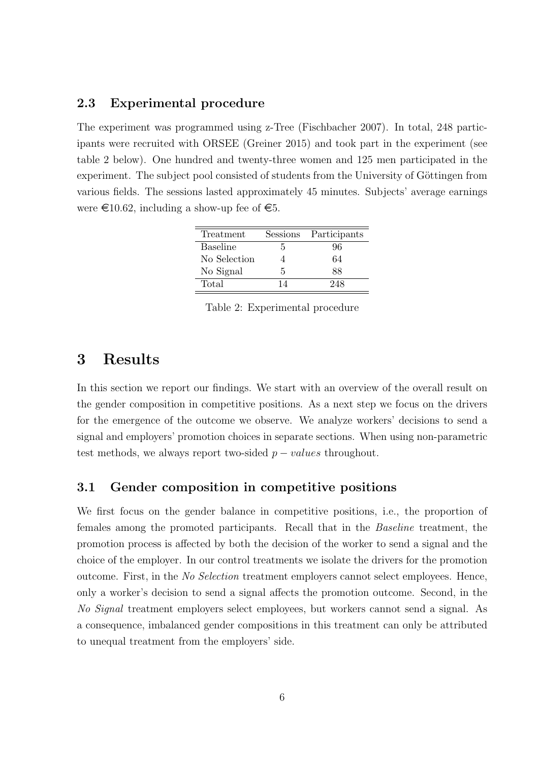### 2.3 Experimental procedure

The experiment was programmed using z-Tree (Fischbacher 2007). In total, 248 participants were recruited with ORSEE (Greiner 2015) and took part in the experiment (see table 2 below). One hundred and twenty-three women and 125 men participated in the experiment. The subject pool consisted of students from the University of Göttingen from various fields. The sessions lasted approximately 45 minutes. Subjects' average earnings were €10.62, including a show-up fee of €5.

| Treatment | Sessions | Participants |
|---|---|---|
| Baseline | 5 | 96 |
| No Selection | 4 | 64 |
| No Signal | 5 | 88 |
| Total | 14 | 248 |

Table 2: Experimental procedure

## 3 Results

In this section we report our findings. We start with an overview of the overall result on the gender composition in competitive positions. As a next step we focus on the drivers for the emergence of the outcome we observe. We analyze workers' decisions to send a signal and employers' promotion choices in separate sections. When using non-parametric test methods, we always report two-sided $p - values$ throughout.

### 3.1 Gender composition in competitive positions

We first focus on the gender balance in competitive positions, i.e., the proportion of females among the promoted participants. Recall that in the *Baseline* treatment, the promotion process is affected by both the decision of the worker to send a signal and the choice of the employer. In our control treatments we isolate the drivers for the promotion outcome. First, in the *No Selection* treatment employers cannot select employees. Hence, only a worker's decision to send a signal affects the promotion outcome. Second, in the *No Signal* treatment employers select employees, but workers cannot send a signal. As a consequence, imbalanced gender compositions in this treatment can only be attributed to unequal treatment from the employers' side.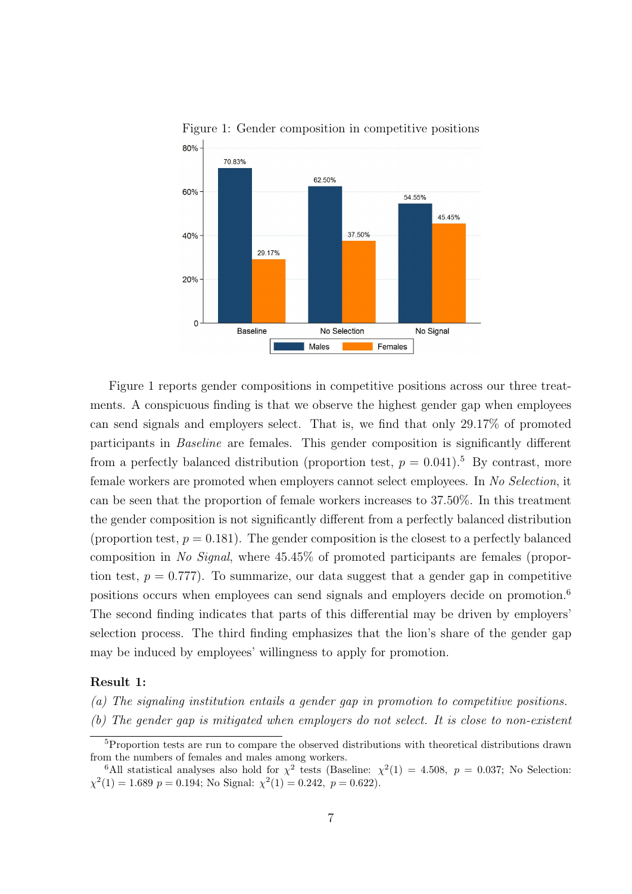Figure 1: Gender composition in competitive positions

Figure 1 reports gender compositions in competitive positions across our three treatments. A conspicuous finding is that we observe the highest gender gap when employees can send signals and employers select. That is, we find that only 29.17% of promoted participants in *Baseline* are females. This gender composition is significantly different from a perfectly balanced distribution (proportion test, $p = 0.041$).[5] By contrast, more female workers are promoted when employers cannot select employees. In *No Selection*, it can be seen that the proportion of female workers increases to 37.50%. In this treatment the gender composition is not significantly different from a perfectly balanced distribution (proportion test, $p = 0.181$). The gender composition is the closest to a perfectly balanced composition in *No Signal*, where 45.45% of promoted participants are females (proportion test, $p = 0.777$). To summarize, our data suggest that a gender gap in competitive positions occurs when employees can send signals and employers decide on promotion.[6] The second finding indicates that parts of this differential may be driven by employers' selection process. The third finding emphasizes that the lion's share of the gender gap may be induced by employees' willingness to apply for promotion.

**Result 1:**

*(a) The signaling institution entails a gender gap in promotion to competitive positions.*

*(b) The gender gap is mitigated when employers do not select. It is close to non-existent*

[5] Proportion tests are run to compare the observed distributions with theoretical distributions drawn from the numbers of females and males among workers.

[6] All statistical analyses also hold for $\chi^2$ tests (Baseline: $\chi^2(1) = 4.508$, $p = 0.037$; No Selection: $\chi^2(1) = 1.689$ $p = 0.194$; No Signal: $\chi^2(1) = 0.242$, $p = 0.622$).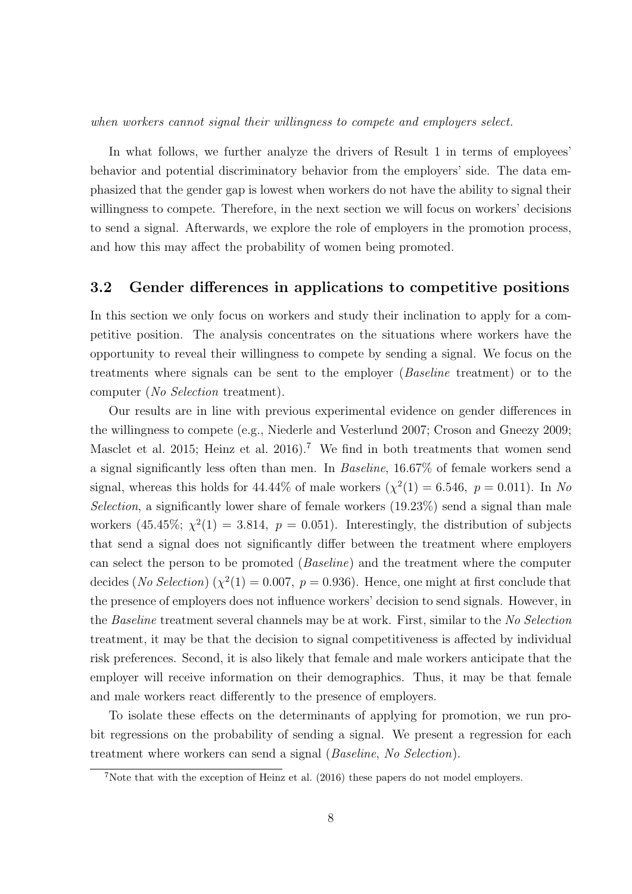*when workers cannot signal their willingness to compete and employers select.*

In what follows, we further analyze the drivers of Result 1 in terms of employees' behavior and potential discriminatory behavior from the employers' side. The data emphasized that the gender gap is lowest when workers do not have the ability to signal their willingness to compete. Therefore, in the next section we will focus on workers' decisions to send a signal. Afterwards, we explore the role of employers in the promotion process, and how this may affect the probability of women being promoted.

### 3.2 Gender differences in applications to competitive positions

In this section we only focus on workers and study their inclination to apply for a competitive position. The analysis concentrates on the situations where workers have the opportunity to reveal their willingness to compete by sending a signal. We focus on the treatments where signals can be sent to the employer (*Baseline* treatment) or to the computer (*No Selection* treatment).

Our results are in line with previous experimental evidence on gender differences in the willingness to compete (e.g., Niederle and Vesterlund 2007; Croson and Gneezy 2009; Masclet et al. 2015; Heinz et al. 2016).[7] We find in both treatments that women send a signal significantly less often than men. In *Baseline*, 16.67% of female workers send a signal, whereas this holds for 44.44% of male workers ($\chi^2(1) = 6.546,\ p = 0.011$). In *No Selection*, a significantly lower share of female workers (19.23%) send a signal than male workers (45.45%; $\chi^2(1) = 3.814,\ p = 0.051$). Interestingly, the distribution of subjects that send a signal does not significantly differ between the treatment where employers can select the person to be promoted (*Baseline*) and the treatment where the computer decides (*No Selection*) ($\chi^2(1) = 0.007,\ p = 0.936$). Hence, one might at first conclude that the presence of employers does not influence workers' decision to send signals. However, in the *Baseline* treatment several channels may be at work. First, similar to the *No Selection* treatment, it may be that the decision to signal competitiveness is affected by individual risk preferences. Second, it is also likely that female and male workers anticipate that the employer will receive information on their demographics. Thus, it may be that female and male workers react differently to the presence of employers.

To isolate these effects on the determinants of applying for promotion, we run probit regressions on the probability of sending a signal. We present a regression for each treatment where workers can send a signal (*Baseline*, *No Selection*).

[7] Note that with the exception of Heinz et al. (2016) these papers do not model employers.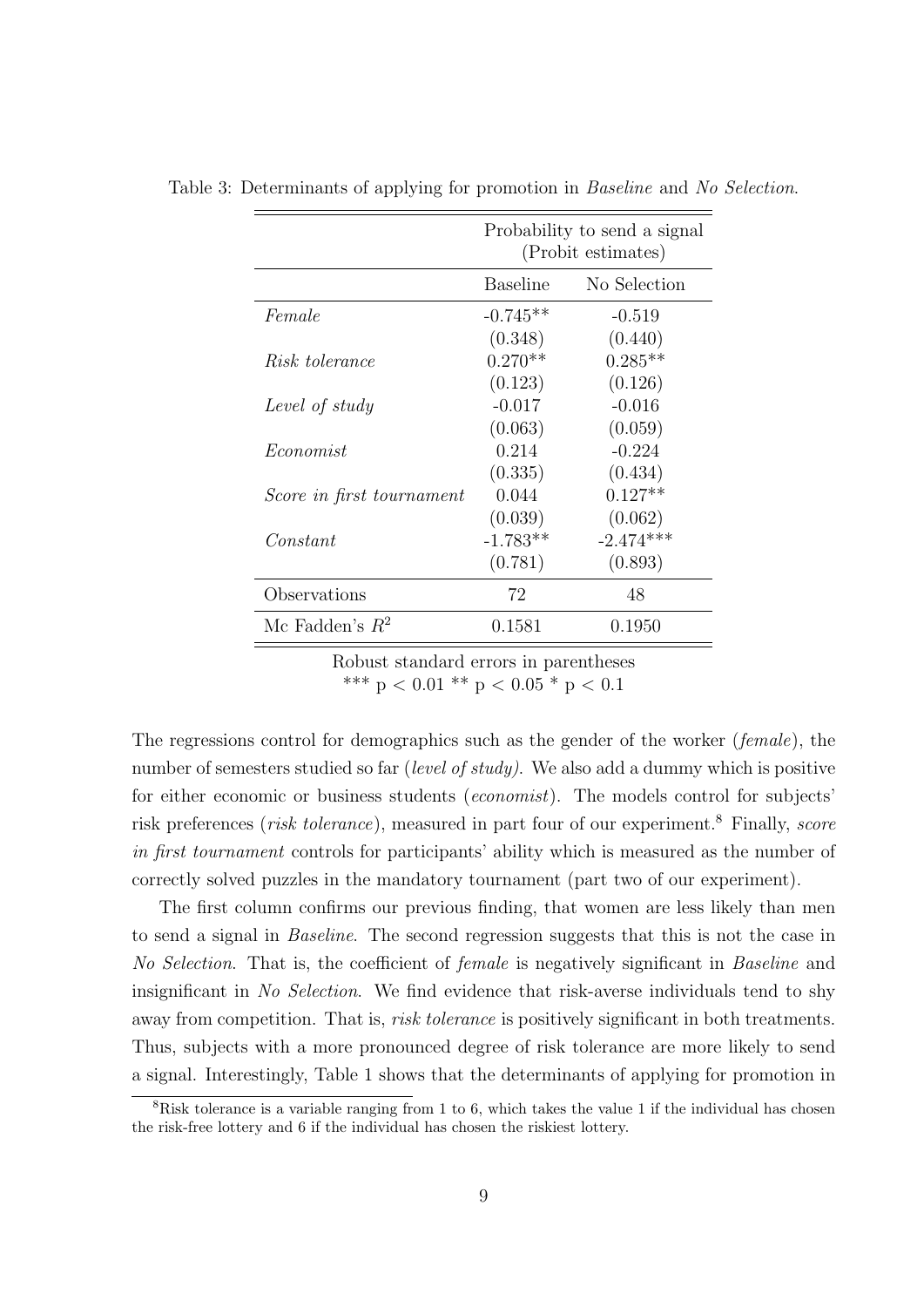Table 3: Determinants of applying for promotion in *Baseline* and *No Selection*.

| | Probability to send a signal (Probit estimates) | |
|---|---|---|
| | Baseline | No Selection |
| *Female* | -0.745** | -0.519 |
| | (0.348) | (0.440) |
| *Risk tolerance* | 0.270** | 0.285** |
| | (0.123) | (0.126) |
| *Level of study* | -0.017 | -0.016 |
| | (0.063) | (0.059) |
| *Economist* | 0.214 | -0.224 |
| | (0.335) | (0.434) |
| *Score in first tournament* | 0.044 | 0.127** |
| | (0.039) | (0.062) |
| *Constant* | -1.783** | -2.474*** |
| | (0.781) | (0.893) |
| Observations | 72 | 48 |
| Mc Fadden's $R^2$ | 0.1581 | 0.1950 |

Robust standard errors in parentheses
*** $p < 0.01$ ** $p < 0.05$ * $p < 0.1$

The regressions control for demographics such as the gender of the worker (*female*), the number of semesters studied so far (*level of study)*. We also add a dummy which is positive for either economic or business students (*economist*). The models control for subjects' risk preferences (*risk tolerance*), measured in part four of our experiment.[8] Finally, *score in first tournament* controls for participants' ability which is measured as the number of correctly solved puzzles in the mandatory tournament (part two of our experiment).

The first column confirms our previous finding, that women are less likely than men to send a signal in *Baseline*. The second regression suggests that this is not the case in *No Selection*. That is, the coefficient of *female* is negatively significant in *Baseline* and insignificant in *No Selection*. We find evidence that risk-averse individuals tend to shy away from competition. That is, *risk tolerance* is positively significant in both treatments. Thus, subjects with a more pronounced degree of risk tolerance are more likely to send a signal. Interestingly, Table 1 shows that the determinants of applying for promotion in

[8] Risk tolerance is a variable ranging from 1 to 6, which takes the value 1 if the individual has chosen the risk-free lottery and 6 if the individual has chosen the riskiest lottery.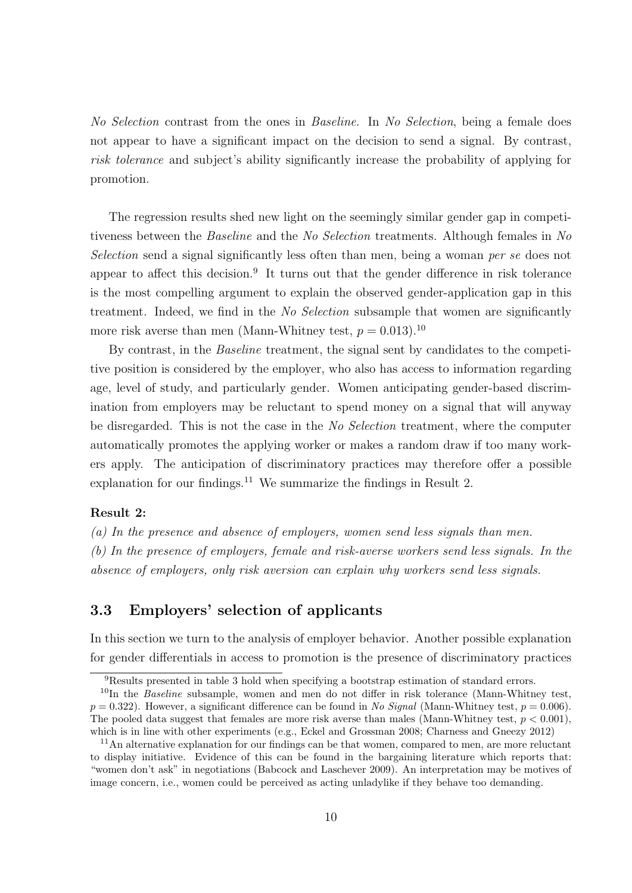*No Selection* contrast from the ones in *Baseline*. In *No Selection*, being a female does not appear to have a significant impact on the decision to send a signal. By contrast, *risk tolerance* and subject's ability significantly increase the probability of applying for promotion.

The regression results shed new light on the seemingly similar gender gap in competitiveness between the *Baseline* and the *No Selection* treatments. Although females in *No Selection* send a signal significantly less often than men, being a woman *per se* does not appear to affect this decision.[9] It turns out that the gender difference in risk tolerance is the most compelling argument to explain the observed gender-application gap in this treatment. Indeed, we find in the *No Selection* subsample that women are significantly more risk averse than men (Mann-Whitney test, $p = 0.013$).[10]

By contrast, in the *Baseline* treatment, the signal sent by candidates to the competitive position is considered by the employer, who also has access to information regarding age, level of study, and particularly gender. Women anticipating gender-based discrimination from employers may be reluctant to spend money on a signal that will anyway be disregarded. This is not the case in the *No Selection* treatment, where the computer automatically promotes the applying worker or makes a random draw if too many workers apply. The anticipation of discriminatory practices may therefore offer a possible explanation for our findings.[11] We summarize the findings in Result 2.

**Result 2:**

*(a) In the presence and absence of employers, women send less signals than men.*

*(b) In the presence of employers, female and risk-averse workers send less signals. In the absence of employers, only risk aversion can explain why workers send less signals.*

## 3.3 Employers' selection of applicants

In this section we turn to the analysis of employer behavior. Another possible explanation for gender differentials in access to promotion is the presence of discriminatory practices

[9] Results presented in table 3 hold when specifying a bootstrap estimation of standard errors.

[10] In the *Baseline* subsample, women and men do not differ in risk tolerance (Mann-Whitney test, $p = 0.322$). However, a significant difference can be found in *No Signal* (Mann-Whitney test, $p = 0.006$). The pooled data suggest that females are more risk averse than males (Mann-Whitney test, $p < 0.001$), which is in line with other experiments (e.g., Eckel and Grossman 2008; Charness and Gneezy 2012)

[11] An alternative explanation for our findings can be that women, compared to men, are more reluctant to display initiative. Evidence of this can be found in the bargaining literature which reports that: "women don't ask" in negotiations (Babcock and Laschever 2009). An interpretation may be motives of image concern, i.e., women could be perceived as acting unladylike if they behave too demanding.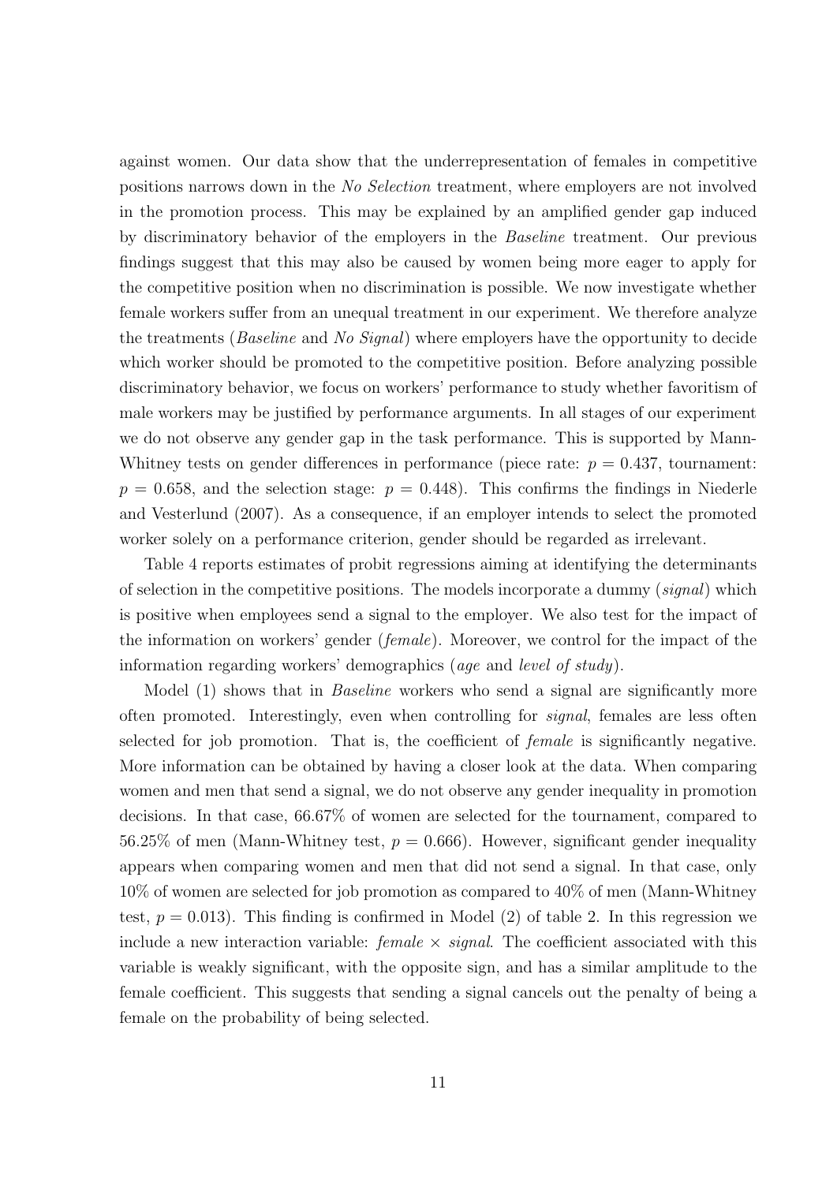against women. Our data show that the underrepresentation of females in competitive positions narrows down in the *No Selection* treatment, where employers are not involved in the promotion process. This may be explained by an amplified gender gap induced by discriminatory behavior of the employers in the *Baseline* treatment. Our previous findings suggest that this may also be caused by women being more eager to apply for the competitive position when no discrimination is possible. We now investigate whether female workers suffer from an unequal treatment in our experiment. We therefore analyze the treatments (*Baseline* and *No Signal*) where employers have the opportunity to decide which worker should be promoted to the competitive position. Before analyzing possible discriminatory behavior, we focus on workers' performance to study whether favoritism of male workers may be justified by performance arguments. In all stages of our experiment we do not observe any gender gap in the task performance. This is supported by Mann-Whitney tests on gender differences in performance (piece rate: $p = 0.437$, tournament: $p = 0.658$, and the selection stage: $p = 0.448$). This confirms the findings in Niederle and Vesterlund (2007). As a consequence, if an employer intends to select the promoted worker solely on a performance criterion, gender should be regarded as irrelevant.

Table 4 reports estimates of probit regressions aiming at identifying the determinants of selection in the competitive positions. The models incorporate a dummy (*signal*) which is positive when employees send a signal to the employer. We also test for the impact of the information on workers' gender (*female*). Moreover, we control for the impact of the information regarding workers' demographics (*age* and *level of study*).

Model (1) shows that in *Baseline* workers who send a signal are significantly more often promoted. Interestingly, even when controlling for *signal*, females are less often selected for job promotion. That is, the coefficient of *female* is significantly negative. More information can be obtained by having a closer look at the data. When comparing women and men that send a signal, we do not observe any gender inequality in promotion decisions. In that case, 66.67% of women are selected for the tournament, compared to 56.25% of men (Mann-Whitney test, $p = 0.666$). However, significant gender inequality appears when comparing women and men that did not send a signal. In that case, only 10% of women are selected for job promotion as compared to 40% of men (Mann-Whitney test, $p = 0.013$). This finding is confirmed in Model (2) of table 2. In this regression we include a new interaction variable: *female* $\times$ *signal*. The coefficient associated with this variable is weakly significant, with the opposite sign, and has a similar amplitude to the female coefficient. This suggests that sending a signal cancels out the penalty of being a female on the probability of being selected.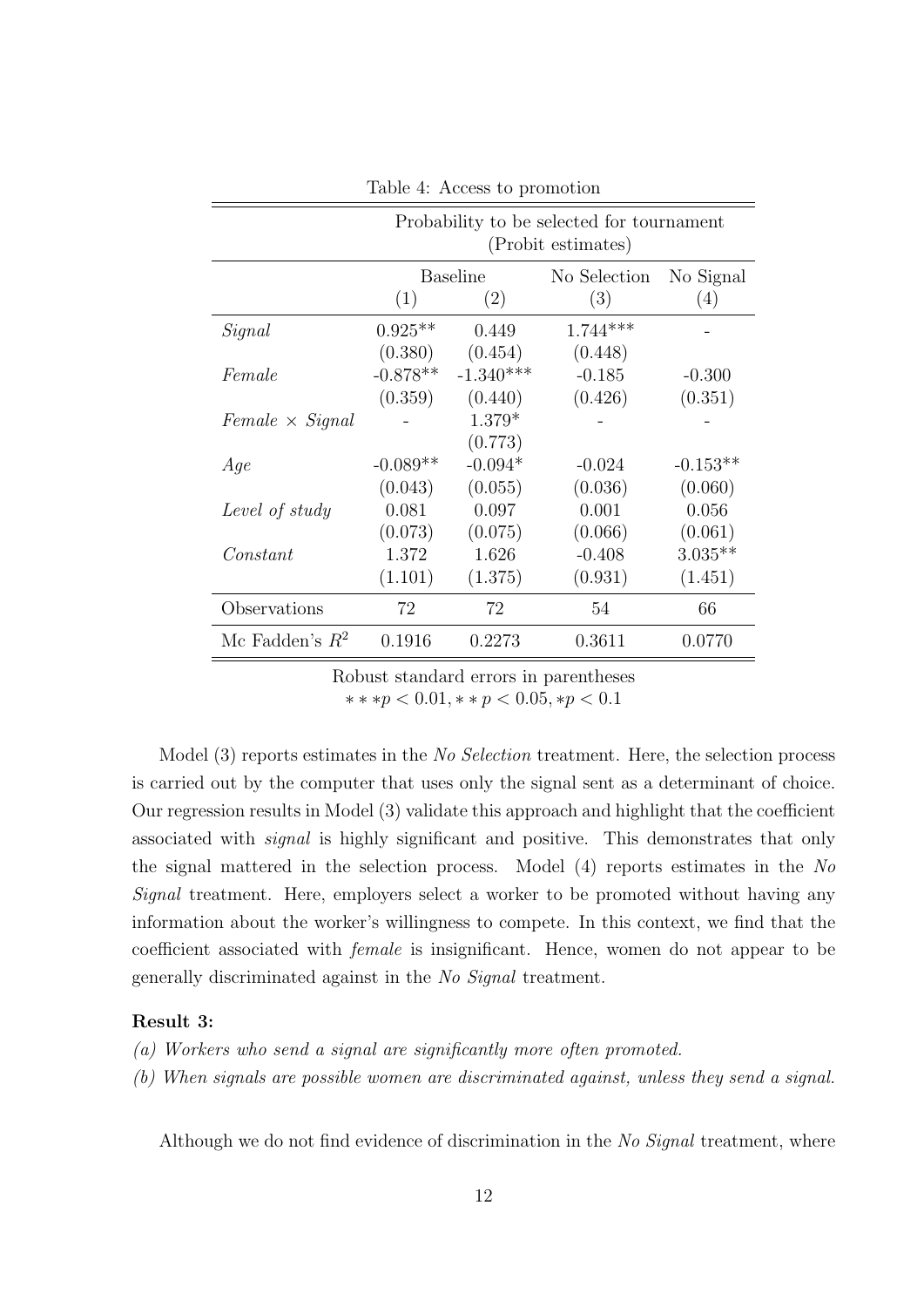Table 4: Access to promotion

| | Probability to be selected for tournament (Probit estimates) | | | |
|---|---|---|---|---|
| | Baseline | | No Selection | No Signal |
| | (1) | (2) | (3) | (4) |
| *Signal* | 0.925** | 0.449 | 1.744*** | - |
| | (0.380) | (0.454) | (0.448) | |
| *Female* | -0.878** | -1.340*** | -0.185 | -0.300 |
| | (0.359) | (0.440) | (0.426) | (0.351) |
| *Female × Signal* | - | 1.379* | - | - |
| | | (0.773) | | |
| *Age* | -0.089** | -0.094* | -0.024 | -0.153** |
| | (0.043) | (0.055) | (0.036) | (0.060) |
| *Level of study* | 0.081 | 0.097 | 0.001 | 0.056 |
| | (0.073) | (0.075) | (0.066) | (0.061) |
| *Constant* | 1.372 | 1.626 | -0.408 | 3.035** |
| | (1.101) | (1.375) | (0.931) | (1.451) |
| Observations | 72 | 72 | 54 | 66 |
| Mc Fadden's $R^2$ | 0.1916 | 0.2273 | 0.3611 | 0.0770 |

Robust standard errors in parentheses
$***p < 0.01, **p < 0.05, *p < 0.1$

Model (3) reports estimates in the *No Selection* treatment. Here, the selection process is carried out by the computer that uses only the signal sent as a determinant of choice. Our regression results in Model (3) validate this approach and highlight that the coefficient associated with *signal* is highly significant and positive. This demonstrates that only the signal mattered in the selection process. Model (4) reports estimates in the *No Signal* treatment. Here, employers select a worker to be promoted without having any information about the worker's willingness to compete. In this context, we find that the coefficient associated with *female* is insignificant. Hence, women do not appear to be generally discriminated against in the *No Signal* treatment.

**Result 3:**

*(a) Workers who send a signal are significantly more often promoted.*

*(b) When signals are possible women are discriminated against, unless they send a signal.*

Although we do not find evidence of discrimination in the *No Signal* treatment, where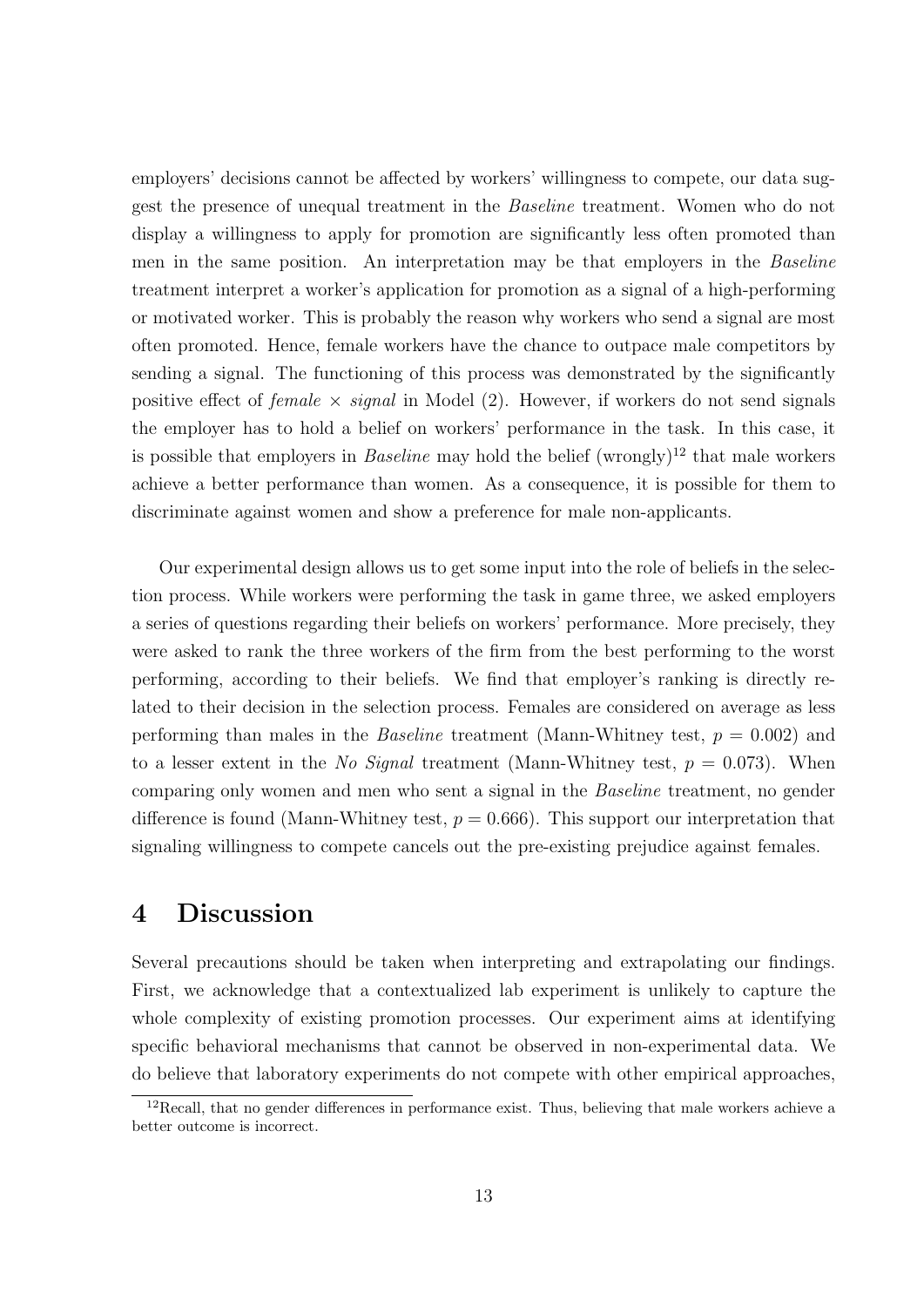employers' decisions cannot be affected by workers' willingness to compete, our data suggest the presence of unequal treatment in the *Baseline* treatment. Women who do not display a willingness to apply for promotion are significantly less often promoted than men in the same position. An interpretation may be that employers in the *Baseline* treatment interpret a worker's application for promotion as a signal of a high-performing or motivated worker. This is probably the reason why workers who send a signal are most often promoted. Hence, female workers have the chance to outpace male competitors by sending a signal. The functioning of this process was demonstrated by the significantly positive effect of *female* × *signal* in Model (2). However, if workers do not send signals the employer has to hold a belief on workers' performance in the task. In this case, it is possible that employers in *Baseline* may hold the belief (wrongly)[12] that male workers achieve a better performance than women. As a consequence, it is possible for them to discriminate against women and show a preference for male non-applicants.

Our experimental design allows us to get some input into the role of beliefs in the selection process. While workers were performing the task in game three, we asked employers a series of questions regarding their beliefs on workers' performance. More precisely, they were asked to rank the three workers of the firm from the best performing to the worst performing, according to their beliefs. We find that employer's ranking is directly related to their decision in the selection process. Females are considered on average as less performing than males in the *Baseline* treatment (Mann-Whitney test, $p = 0.002$) and to a lesser extent in the *No Signal* treatment (Mann-Whitney test, $p = 0.073$). When comparing only women and men who sent a signal in the *Baseline* treatment, no gender difference is found (Mann-Whitney test, $p = 0.666$). This support our interpretation that signaling willingness to compete cancels out the pre-existing prejudice against females.

# 4 Discussion

Several precautions should be taken when interpreting and extrapolating our findings. First, we acknowledge that a contextualized lab experiment is unlikely to capture the whole complexity of existing promotion processes. Our experiment aims at identifying specific behavioral mechanisms that cannot be observed in non-experimental data. We do believe that laboratory experiments do not compete with other empirical approaches,

[12] Recall, that no gender differences in performance exist. Thus, believing that male workers achieve a better outcome is incorrect.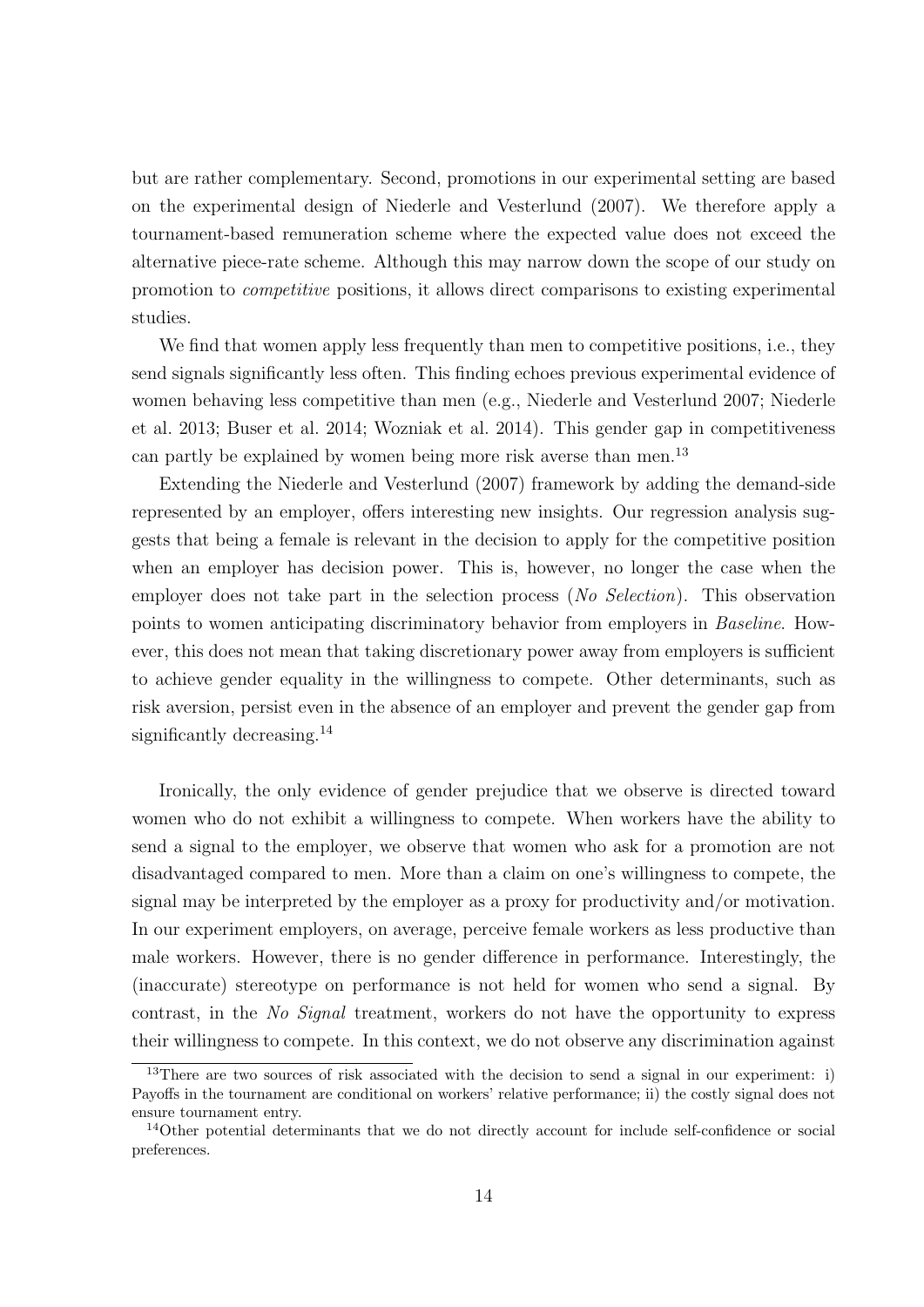but are rather complementary. Second, promotions in our experimental setting are based on the experimental design of Niederle and Vesterlund (2007). We therefore apply a tournament-based remuneration scheme where the expected value does not exceed the alternative piece-rate scheme. Although this may narrow down the scope of our study on promotion to *competitive* positions, it allows direct comparisons to existing experimental studies.

We find that women apply less frequently than men to competitive positions, i.e., they send signals significantly less often. This finding echoes previous experimental evidence of women behaving less competitive than men (e.g., Niederle and Vesterlund 2007; Niederle et al. 2013; Buser et al. 2014; Wozniak et al. 2014). This gender gap in competitiveness can partly be explained by women being more risk averse than men.[13]

Extending the Niederle and Vesterlund (2007) framework by adding the demand-side represented by an employer, offers interesting new insights. Our regression analysis suggests that being a female is relevant in the decision to apply for the competitive position when an employer has decision power. This is, however, no longer the case when the employer does not take part in the selection process (*No Selection*). This observation points to women anticipating discriminatory behavior from employers in *Baseline*. However, this does not mean that taking discretionary power away from employers is sufficient to achieve gender equality in the willingness to compete. Other determinants, such as risk aversion, persist even in the absence of an employer and prevent the gender gap from significantly decreasing.[14]

Ironically, the only evidence of gender prejudice that we observe is directed toward women who do not exhibit a willingness to compete. When workers have the ability to send a signal to the employer, we observe that women who ask for a promotion are not disadvantaged compared to men. More than a claim on one's willingness to compete, the signal may be interpreted by the employer as a proxy for productivity and/or motivation. In our experiment employers, on average, perceive female workers as less productive than male workers. However, there is no gender difference in performance. Interestingly, the (inaccurate) stereotype on performance is not held for women who send a signal. By contrast, in the *No Signal* treatment, workers do not have the opportunity to express their willingness to compete. In this context, we do not observe any discrimination against

[13] There are two sources of risk associated with the decision to send a signal in our experiment: i) Payoffs in the tournament are conditional on workers' relative performance; ii) the costly signal does not ensure tournament entry.

[14] Other potential determinants that we do not directly account for include self-confidence or social preferences.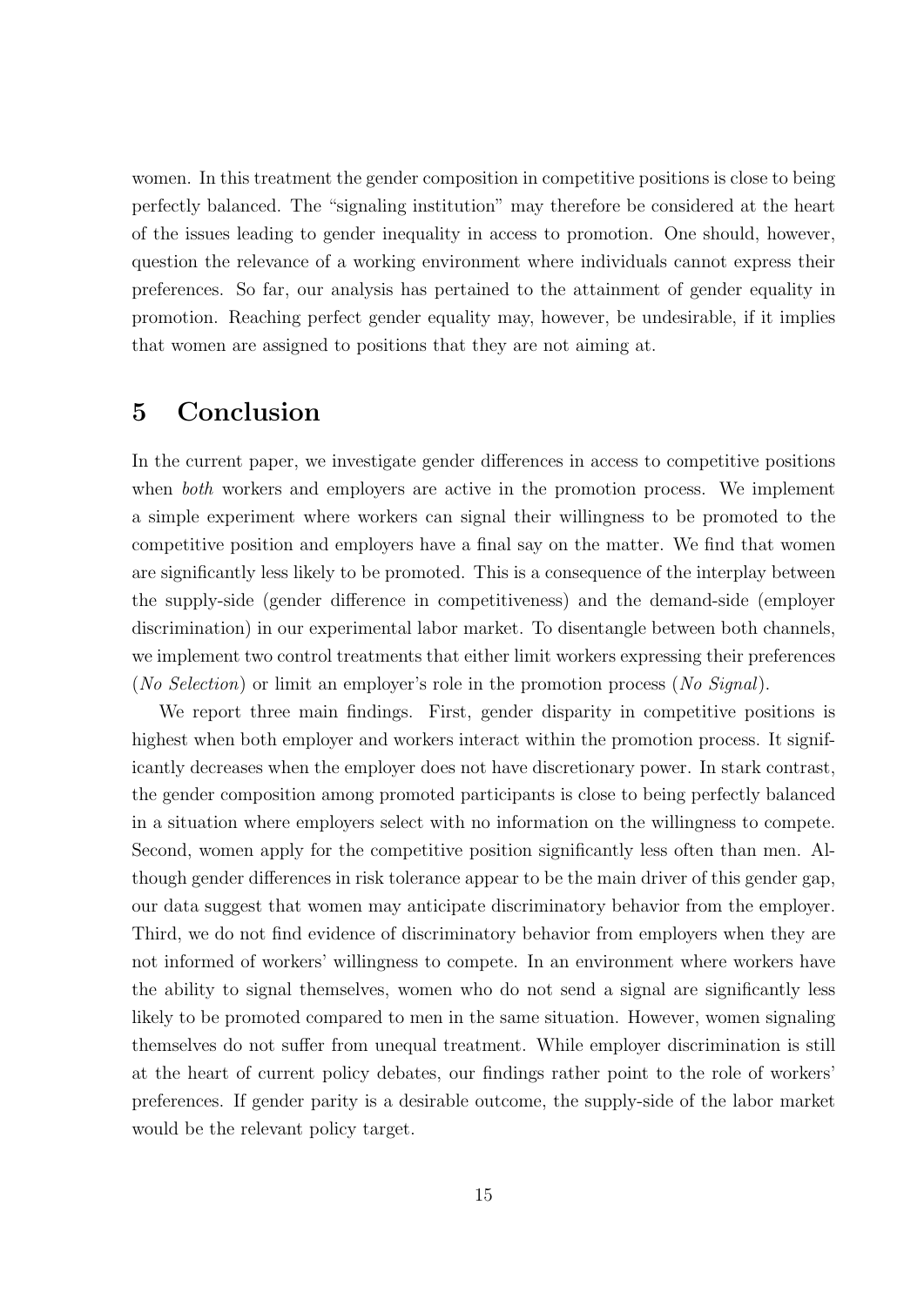women. In this treatment the gender composition in competitive positions is close to being perfectly balanced. The "signaling institution" may therefore be considered at the heart of the issues leading to gender inequality in access to promotion. One should, however, question the relevance of a working environment where individuals cannot express their preferences. So far, our analysis has pertained to the attainment of gender equality in promotion. Reaching perfect gender equality may, however, be undesirable, if it implies that women are assigned to positions that they are not aiming at.

## 5 Conclusion

In the current paper, we investigate gender differences in access to competitive positions when *both* workers and employers are active in the promotion process. We implement a simple experiment where workers can signal their willingness to be promoted to the competitive position and employers have a final say on the matter. We find that women are significantly less likely to be promoted. This is a consequence of the interplay between the supply-side (gender difference in competitiveness) and the demand-side (employer discrimination) in our experimental labor market. To disentangle between both channels, we implement two control treatments that either limit workers expressing their preferences (*No Selection*) or limit an employer's role in the promotion process (*No Signal*).

We report three main findings. First, gender disparity in competitive positions is highest when both employer and workers interact within the promotion process. It significantly decreases when the employer does not have discretionary power. In stark contrast, the gender composition among promoted participants is close to being perfectly balanced in a situation where employers select with no information on the willingness to compete. Second, women apply for the competitive position significantly less often than men. Although gender differences in risk tolerance appear to be the main driver of this gender gap, our data suggest that women may anticipate discriminatory behavior from the employer. Third, we do not find evidence of discriminatory behavior from employers when they are not informed of workers' willingness to compete. In an environment where workers have the ability to signal themselves, women who do not send a signal are significantly less likely to be promoted compared to men in the same situation. However, women signaling themselves do not suffer from unequal treatment. While employer discrimination is still at the heart of current policy debates, our findings rather point to the role of workers' preferences. If gender parity is a desirable outcome, the supply-side of the labor market would be the relevant policy target.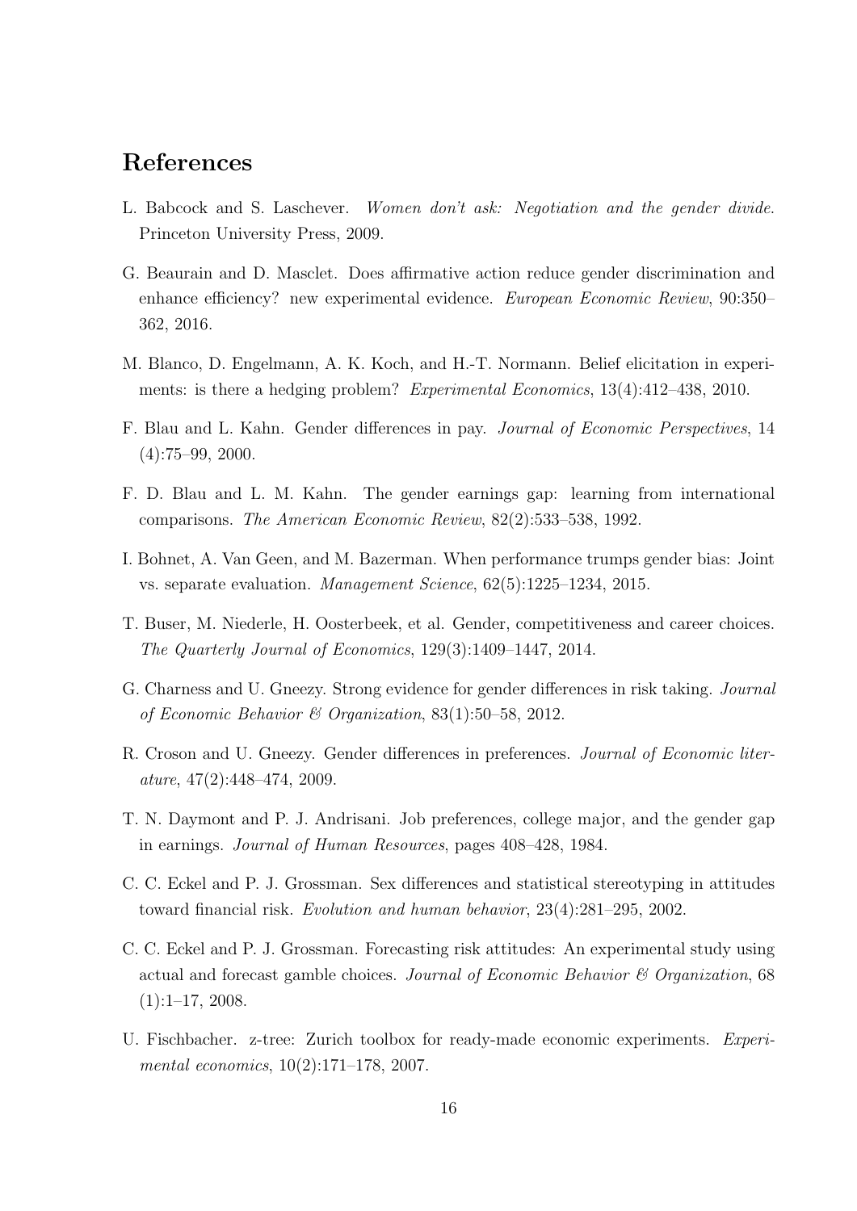## References

L. Babcock and S. Laschever. *Women don't ask: Negotiation and the gender divide.* Princeton University Press, 2009.

G. Beaurain and D. Masclet. Does affirmative action reduce gender discrimination and enhance efficiency? new experimental evidence. *European Economic Review*, 90:350–362, 2016.

M. Blanco, D. Engelmann, A. K. Koch, and H.-T. Normann. Belief elicitation in experiments: is there a hedging problem? *Experimental Economics*, 13(4):412–438, 2010.

F. Blau and L. Kahn. Gender differences in pay. *Journal of Economic Perspectives*, 14 (4):75–99, 2000.

F. D. Blau and L. M. Kahn. The gender earnings gap: learning from international comparisons. *The American Economic Review*, 82(2):533–538, 1992.

I. Bohnet, A. Van Geen, and M. Bazerman. When performance trumps gender bias: Joint vs. separate evaluation. *Management Science*, 62(5):1225–1234, 2015.

T. Buser, M. Niederle, H. Oosterbeek, et al. Gender, competitiveness and career choices. *The Quarterly Journal of Economics*, 129(3):1409–1447, 2014.

G. Charness and U. Gneezy. Strong evidence for gender differences in risk taking. *Journal of Economic Behavior & Organization*, 83(1):50–58, 2012.

R. Croson and U. Gneezy. Gender differences in preferences. *Journal of Economic literature*, 47(2):448–474, 2009.

T. N. Daymont and P. J. Andrisani. Job preferences, college major, and the gender gap in earnings. *Journal of Human Resources*, pages 408–428, 1984.

C. C. Eckel and P. J. Grossman. Sex differences and statistical stereotyping in attitudes toward financial risk. *Evolution and human behavior*, 23(4):281–295, 2002.

C. C. Eckel and P. J. Grossman. Forecasting risk attitudes: An experimental study using actual and forecast gamble choices. *Journal of Economic Behavior & Organization*, 68 (1):1–17, 2008.

U. Fischbacher. z-tree: Zurich toolbox for ready-made economic experiments. *Experimental economics*, 10(2):171–178, 2007.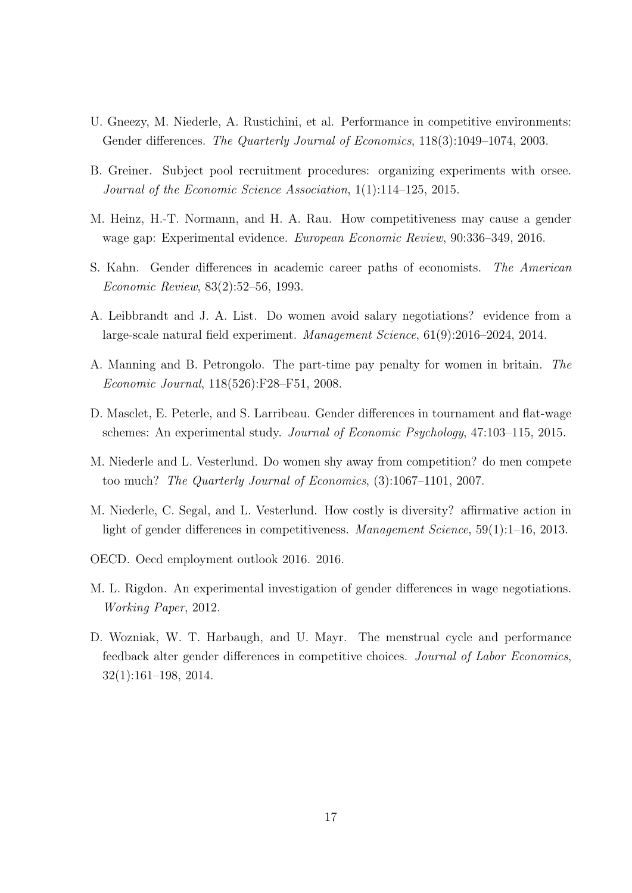U. Gneezy, M. Niederle, A. Rustichini, et al. Performance in competitive environments: Gender differences. *The Quarterly Journal of Economics*, 118(3):1049–1074, 2003.

B. Greiner. Subject pool recruitment procedures: organizing experiments with orsee. *Journal of the Economic Science Association*, 1(1):114–125, 2015.

M. Heinz, H.-T. Normann, and H. A. Rau. How competitiveness may cause a gender wage gap: Experimental evidence. *European Economic Review*, 90:336–349, 2016.

S. Kahn. Gender differences in academic career paths of economists. *The American Economic Review*, 83(2):52–56, 1993.

A. Leibbrandt and J. A. List. Do women avoid salary negotiations? evidence from a large-scale natural field experiment. *Management Science*, 61(9):2016–2024, 2014.

A. Manning and B. Petrongolo. The part-time pay penalty for women in britain. *The Economic Journal*, 118(526):F28–F51, 2008.

D. Masclet, E. Peterle, and S. Larribeau. Gender differences in tournament and flat-wage schemes: An experimental study. *Journal of Economic Psychology*, 47:103–115, 2015.

M. Niederle and L. Vesterlund. Do women shy away from competition? do men compete too much? *The Quarterly Journal of Economics*, (3):1067–1101, 2007.

M. Niederle, C. Segal, and L. Vesterlund. How costly is diversity? affirmative action in light of gender differences in competitiveness. *Management Science*, 59(1):1–16, 2013.

OECD. Oecd employment outlook 2016. 2016.

M. L. Rigdon. An experimental investigation of gender differences in wage negotiations. *Working Paper*, 2012.

D. Wozniak, W. T. Harbaugh, and U. Mayr. The menstrual cycle and performance feedback alter gender differences in competitive choices. *Journal of Labor Economics*, 32(1):161–198, 2014.